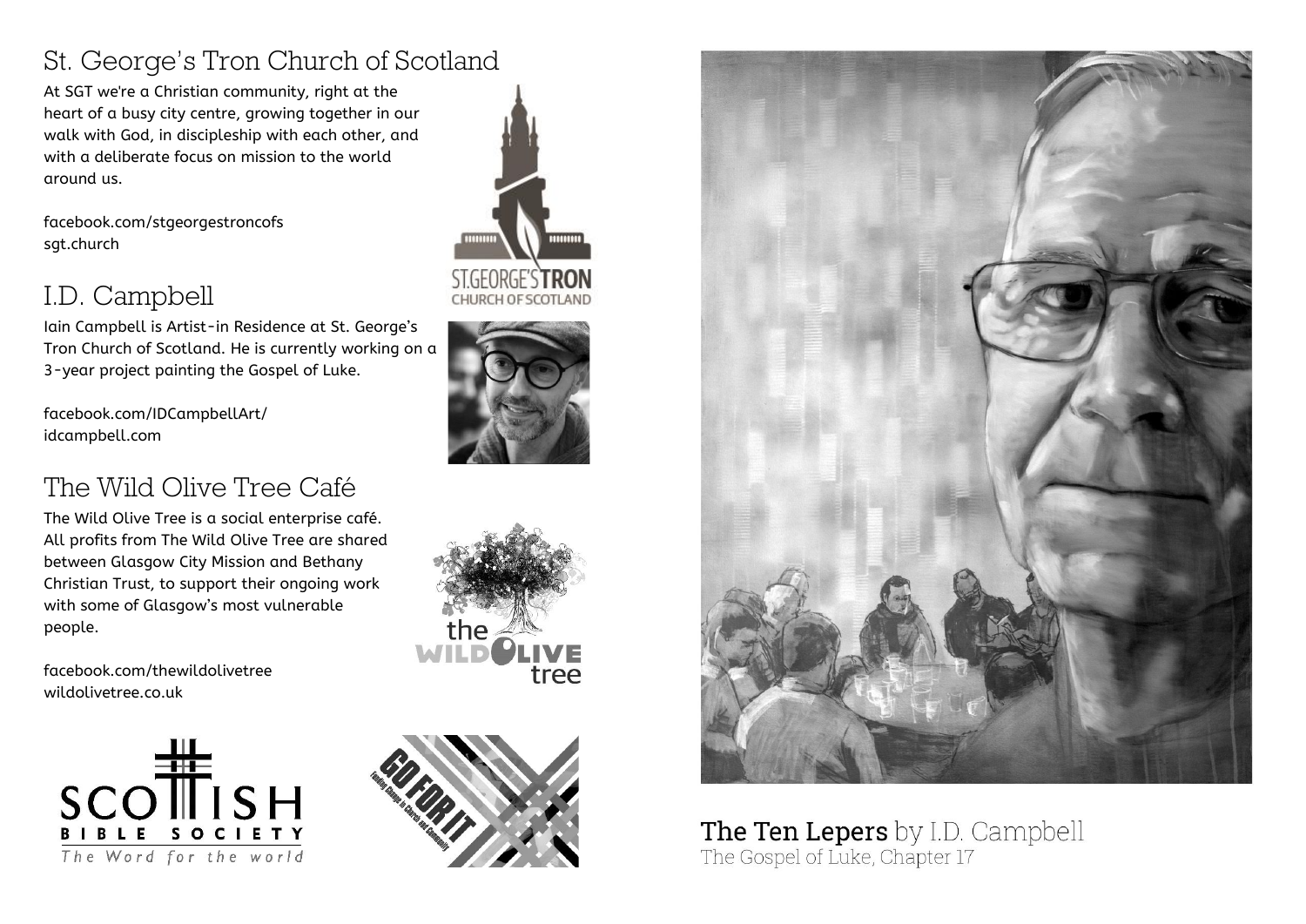## St. George's Tron Church of Scotland

At SGT we're a Christian community, right at the heart of a busy city centre, growing together in our walk with God, in discipleship with each other, and with a deliberate focus on mission to the world around us.

facebook.com/stgeorgestroncofs
sgt.church

## I.D. Campbell

Iain Campbell is Artist-in Residence at St. George's Tron Church of Scotland. He is currently working on a 3-year project painting the Gospel of Luke.

facebook.com/IDCampbellArt/
idcampbell.com

## The Wild Olive Tree Café

The Wild Olive Tree is a social enterprise café. All profits from The Wild Olive Tree are shared between Glasgow City Mission and Bethany Christian Trust, to support their ongoing work with some of Glasgow's most vulnerable people.

facebook.com/thewildolivetree
wildolivetree.co.uk

**The Ten Lepers** by I.D. Campbell
The Gospel of Luke, Chapter 17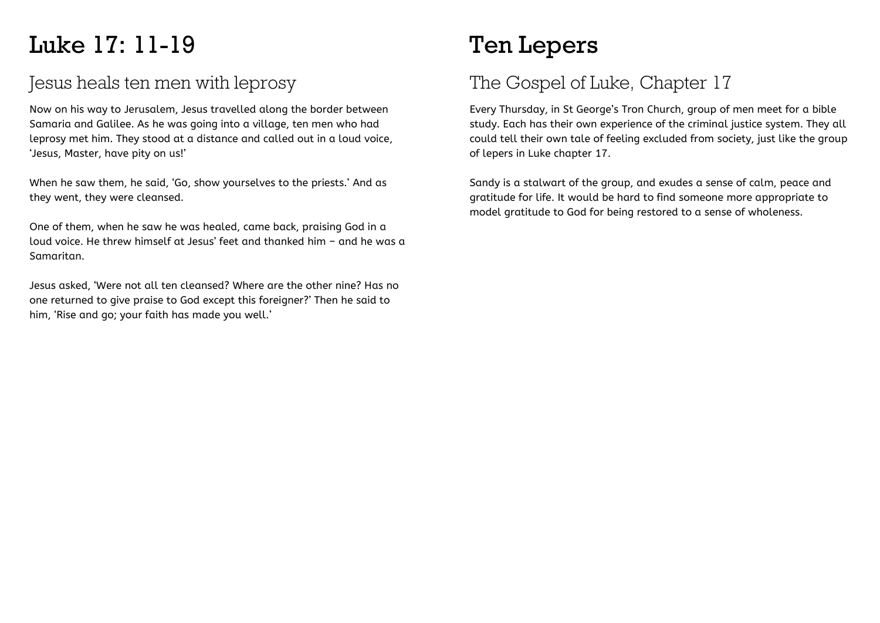# Luke 17: 11-19

## Jesus heals ten men with leprosy

Now on his way to Jerusalem, Jesus travelled along the border between Samaria and Galilee. As he was going into a village, ten men who had leprosy met him. They stood at a distance and called out in a loud voice, 'Jesus, Master, have pity on us!'

When he saw them, he said, 'Go, show yourselves to the priests.' And as they went, they were cleansed.

One of them, when he saw he was healed, came back, praising God in a loud voice. He threw himself at Jesus' feet and thanked him – and he was a Samaritan.

Jesus asked, 'Were not all ten cleansed? Where are the other nine? Has no one returned to give praise to God except this foreigner?' Then he said to him, 'Rise and go; your faith has made you well.'

# Ten Lepers

## The Gospel of Luke, Chapter 17

Every Thursday, in St George's Tron Church, group of men meet for a bible study. Each has their own experience of the criminal justice system. They all could tell their own tale of feeling excluded from society, just like the group of lepers in Luke chapter 17.

Sandy is a stalwart of the group, and exudes a sense of calm, peace and gratitude for life. It would be hard to find someone more appropriate to model gratitude to God for being restored to a sense of wholeness.